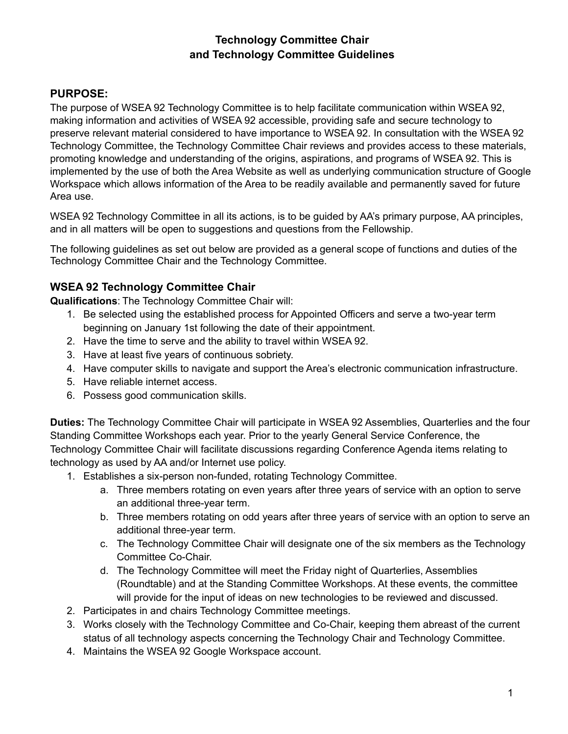# Technology Committee Chair and Technology Committee Guidelines

## PURPOSE:

The purpose of WSEA 92 Technology Committee is to help facilitate communication within WSEA 92, making information and activities of WSEA 92 accessible, providing safe and secure technology to preserve relevant material considered to have importance to WSEA 92. In consultation with the WSEA 92 Technology Committee, the Technology Committee Chair reviews and provides access to these materials, promoting knowledge and understanding of the origins, aspirations, and programs of WSEA 92. This is implemented by the use of both the Area Website as well as underlying communication structure of Google Workspace which allows information of the Area to be readily available and permanently saved for future Area use.

WSEA 92 Technology Committee in all its actions, is to be guided by AA's primary purpose, AA principles, and in all matters will be open to suggestions and questions from the Fellowship.

The following guidelines as set out below are provided as a general scope of functions and duties of the Technology Committee Chair and the Technology Committee.

### WSEA 92 Technology Committee Chair

**Qualifications**: The Technology Committee Chair will:

1. Be selected using the established process for Appointed Officers and serve a two-year term beginning on January 1st following the date of their appointment.
2. Have the time to serve and the ability to travel within WSEA 92.
3. Have at least five years of continuous sobriety.
4. Have computer skills to navigate and support the Area's electronic communication infrastructure.
5. Have reliable internet access.
6. Possess good communication skills.

**Duties:** The Technology Committee Chair will participate in WSEA 92 Assemblies, Quarterlies and the four Standing Committee Workshops each year. Prior to the yearly General Service Conference, the Technology Committee Chair will facilitate discussions regarding Conference Agenda items relating to technology as used by AA and/or Internet use policy.

1. Establishes a six-person non-funded, rotating Technology Committee.
   a. Three members rotating on even years after three years of service with an option to serve an additional three-year term.
   b. Three members rotating on odd years after three years of service with an option to serve an additional three-year term.
   c. The Technology Committee Chair will designate one of the six members as the Technology Committee Co-Chair.
   d. The Technology Committee will meet the Friday night of Quarterlies, Assemblies (Roundtable) and at the Standing Committee Workshops. At these events, the committee will provide for the input of ideas on new technologies to be reviewed and discussed.
2. Participates in and chairs Technology Committee meetings.
3. Works closely with the Technology Committee and Co-Chair, keeping them abreast of the current status of all technology aspects concerning the Technology Chair and Technology Committee.
4. Maintains the WSEA 92 Google Workspace account.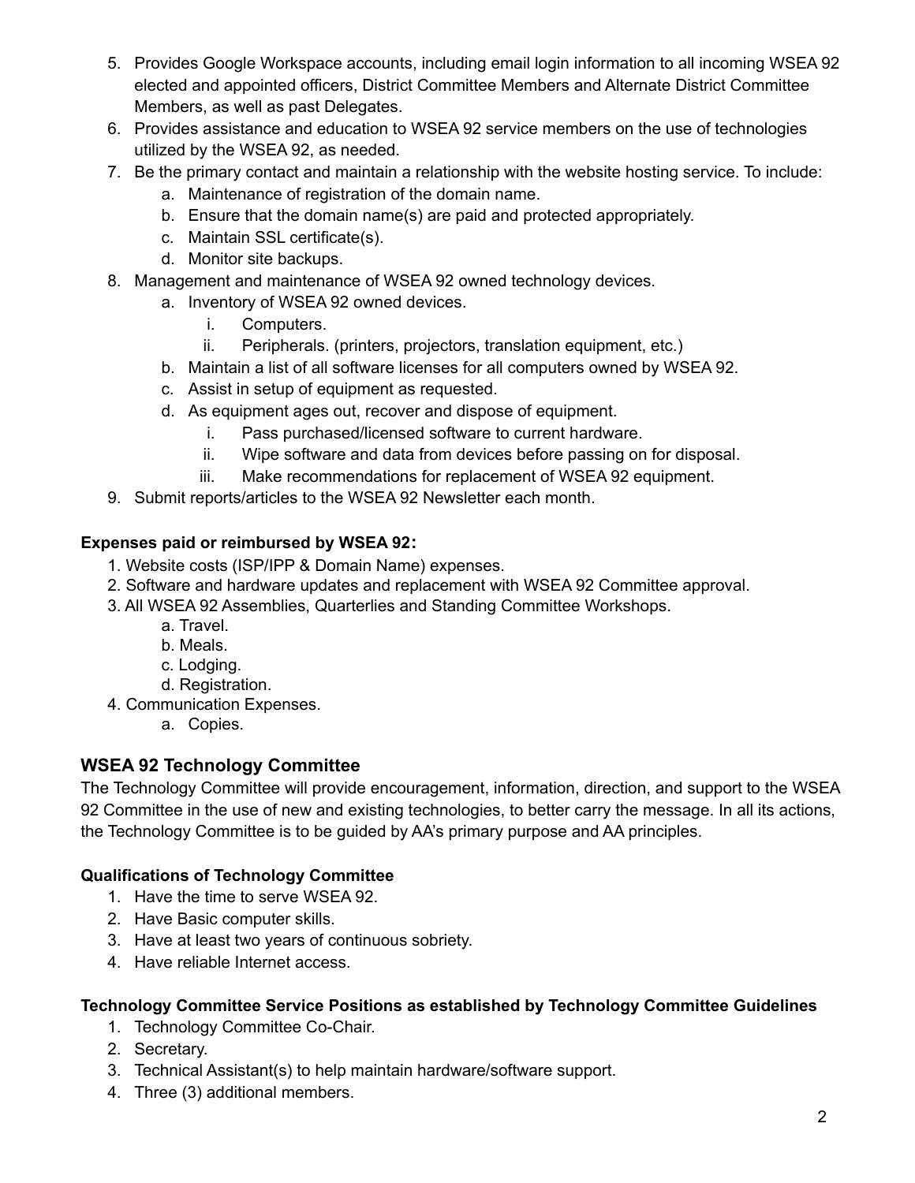5. Provides Google Workspace accounts, including email login information to all incoming WSEA 92 elected and appointed officers, District Committee Members and Alternate District Committee Members, as well as past Delegates.
6. Provides assistance and education to WSEA 92 service members on the use of technologies utilized by the WSEA 92, as needed.
7. Be the primary contact and maintain a relationship with the website hosting service. To include:
    a. Maintenance of registration of the domain name.
    b. Ensure that the domain name(s) are paid and protected appropriately.
    c. Maintain SSL certificate(s).
    d. Monitor site backups.
8. Management and maintenance of WSEA 92 owned technology devices.
    a. Inventory of WSEA 92 owned devices.
        i. Computers.
        ii. Peripherals. (printers, projectors, translation equipment, etc.)
    b. Maintain a list of all software licenses for all computers owned by WSEA 92.
    c. Assist in setup of equipment as requested.
    d. As equipment ages out, recover and dispose of equipment.
        i. Pass purchased/licensed software to current hardware.
        ii. Wipe software and data from devices before passing on for disposal.
        iii. Make recommendations for replacement of WSEA 92 equipment.
9. Submit reports/articles to the WSEA 92 Newsletter each month.

**Expenses paid or reimbursed by WSEA 92:**

1. Website costs (ISP/IPP & Domain Name) expenses.
2. Software and hardware updates and replacement with WSEA 92 Committee approval.
3. All WSEA 92 Assemblies, Quarterlies and Standing Committee Workshops.
    a. Travel.
    b. Meals.
    c. Lodging.
    d. Registration.
4. Communication Expenses.
    a. Copies.

## WSEA 92 Technology Committee

The Technology Committee will provide encouragement, information, direction, and support to the WSEA 92 Committee in the use of new and existing technologies, to better carry the message. In all its actions, the Technology Committee is to be guided by AA's primary purpose and AA principles.

**Qualifications of Technology Committee**

1. Have the time to serve WSEA 92.
2. Have Basic computer skills.
3. Have at least two years of continuous sobriety.
4. Have reliable Internet access.

**Technology Committee Service Positions as established by Technology Committee Guidelines**

1. Technology Committee Co-Chair.
2. Secretary.
3. Technical Assistant(s) to help maintain hardware/software support.
4. Three (3) additional members.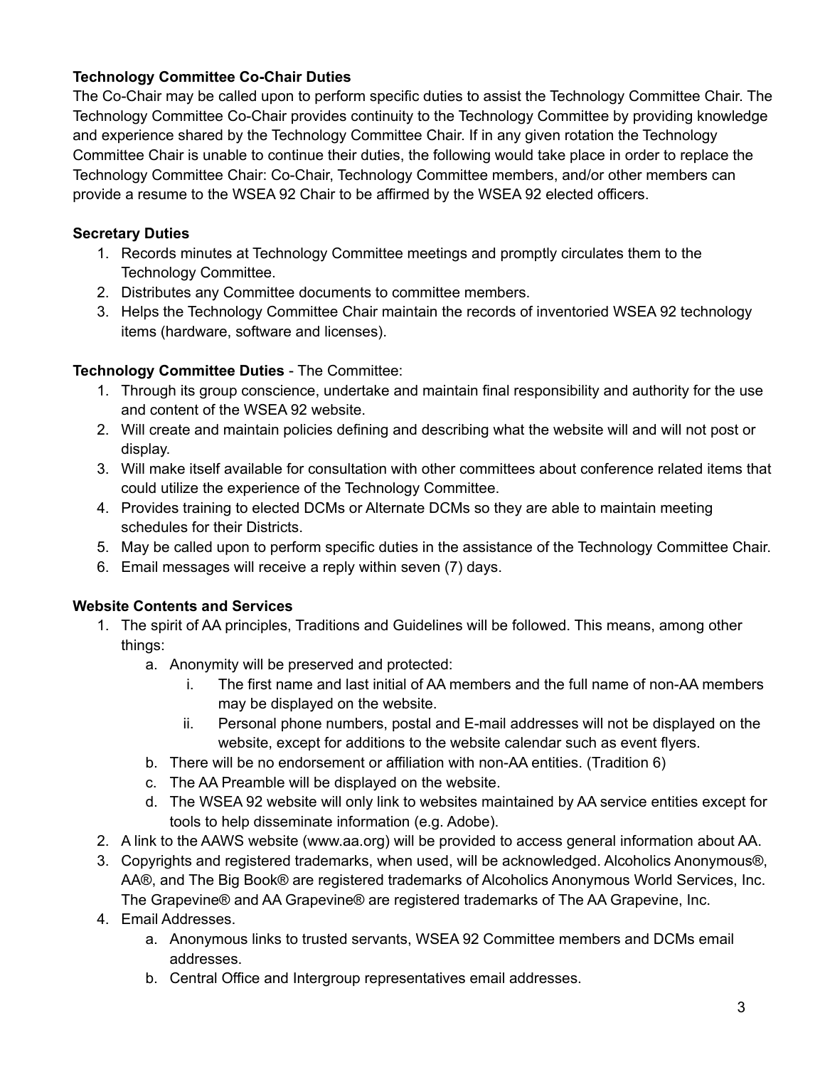**Technology Committee Co-Chair Duties**

The Co-Chair may be called upon to perform specific duties to assist the Technology Committee Chair. The Technology Committee Co-Chair provides continuity to the Technology Committee by providing knowledge and experience shared by the Technology Committee Chair. If in any given rotation the Technology Committee Chair is unable to continue their duties, the following would take place in order to replace the Technology Committee Chair: Co-Chair, Technology Committee members, and/or other members can provide a resume to the WSEA 92 Chair to be affirmed by the WSEA 92 elected officers.

**Secretary Duties**

1. Records minutes at Technology Committee meetings and promptly circulates them to the Technology Committee.
2. Distributes any Committee documents to committee members.
3. Helps the Technology Committee Chair maintain the records of inventoried WSEA 92 technology items (hardware, software and licenses).

**Technology Committee Duties** - The Committee:

1. Through its group conscience, undertake and maintain final responsibility and authority for the use and content of the WSEA 92 website.
2. Will create and maintain policies defining and describing what the website will and will not post or display.
3. Will make itself available for consultation with other committees about conference related items that could utilize the experience of the Technology Committee.
4. Provides training to elected DCMs or Alternate DCMs so they are able to maintain meeting schedules for their Districts.
5. May be called upon to perform specific duties in the assistance of the Technology Committee Chair.
6. Email messages will receive a reply within seven (7) days.

**Website Contents and Services**

1. The spirit of AA principles, Traditions and Guidelines will be followed. This means, among other things:
    a. Anonymity will be preserved and protected:
        i. The first name and last initial of AA members and the full name of non-AA members may be displayed on the website.
        ii. Personal phone numbers, postal and E-mail addresses will not be displayed on the website, except for additions to the website calendar such as event flyers.
    b. There will be no endorsement or affiliation with non-AA entities. (Tradition 6)
    c. The AA Preamble will be displayed on the website.
    d. The WSEA 92 website will only link to websites maintained by AA service entities except for tools to help disseminate information (e.g. Adobe).
2. A link to the AAWS website (www.aa.org) will be provided to access general information about AA.
3. Copyrights and registered trademarks, when used, will be acknowledged. Alcoholics Anonymous®, AA®, and The Big Book® are registered trademarks of Alcoholics Anonymous World Services, Inc. The Grapevine® and AA Grapevine® are registered trademarks of The AA Grapevine, Inc.
4. Email Addresses.
    a. Anonymous links to trusted servants, WSEA 92 Committee members and DCMs email addresses.
    b. Central Office and Intergroup representatives email addresses.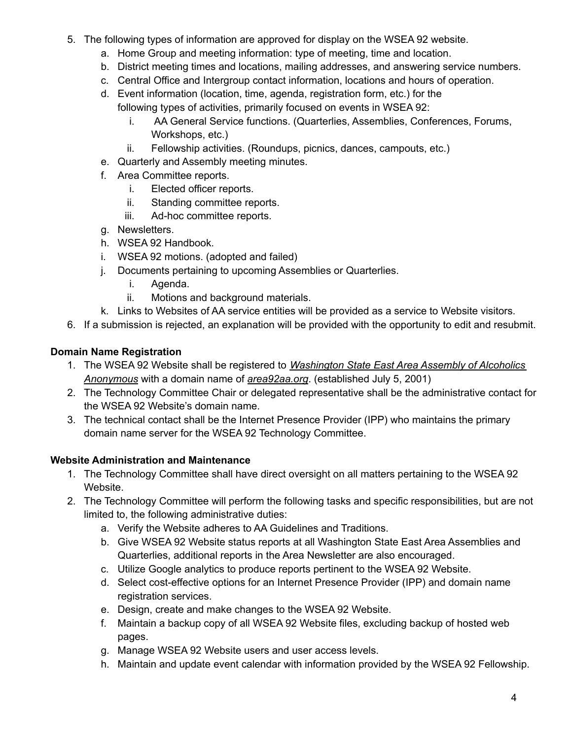5. The following types of information are approved for display on the WSEA 92 website.
    a. Home Group and meeting information: type of meeting, time and location.
    b. District meeting times and locations, mailing addresses, and answering service numbers.
    c. Central Office and Intergroup contact information, locations and hours of operation.
    d. Event information (location, time, agenda, registration form, etc.) for the following types of activities, primarily focused on events in WSEA 92:
        i. AA General Service functions. (Quarterlies, Assemblies, Conferences, Forums, Workshops, etc.)
        ii. Fellowship activities. (Roundups, picnics, dances, campouts, etc.)
    e. Quarterly and Assembly meeting minutes.
    f. Area Committee reports.
        i. Elected officer reports.
        ii. Standing committee reports.
        iii. Ad-hoc committee reports.
    g. Newsletters.
    h. WSEA 92 Handbook.
    i. WSEA 92 motions. (adopted and failed)
    j. Documents pertaining to upcoming Assemblies or Quarterlies.
        i. Agenda.
        ii. Motions and background materials.
    k. Links to Websites of AA service entities will be provided as a service to Website visitors.
6. If a submission is rejected, an explanation will be provided with the opportunity to edit and resubmit.

**Domain Name Registration**

1. The WSEA 92 Website shall be registered to ***Washington State East Area Assembly of Alcoholics Anonymous*** with a domain name of ***area92aa.org***. (established July 5, 2001)
2. The Technology Committee Chair or delegated representative shall be the administrative contact for the WSEA 92 Website's domain name.
3. The technical contact shall be the Internet Presence Provider (IPP) who maintains the primary domain name server for the WSEA 92 Technology Committee.

**Website Administration and Maintenance**

1. The Technology Committee shall have direct oversight on all matters pertaining to the WSEA 92 Website.
2. The Technology Committee will perform the following tasks and specific responsibilities, but are not limited to, the following administrative duties:
    a. Verify the Website adheres to AA Guidelines and Traditions.
    b. Give WSEA 92 Website status reports at all Washington State East Area Assemblies and Quarterlies, additional reports in the Area Newsletter are also encouraged.
    c. Utilize Google analytics to produce reports pertinent to the WSEA 92 Website.
    d. Select cost-effective options for an Internet Presence Provider (IPP) and domain name registration services.
    e. Design, create and make changes to the WSEA 92 Website.
    f. Maintain a backup copy of all WSEA 92 Website files, excluding backup of hosted web pages.
    g. Manage WSEA 92 Website users and user access levels.
    h. Maintain and update event calendar with information provided by the WSEA 92 Fellowship.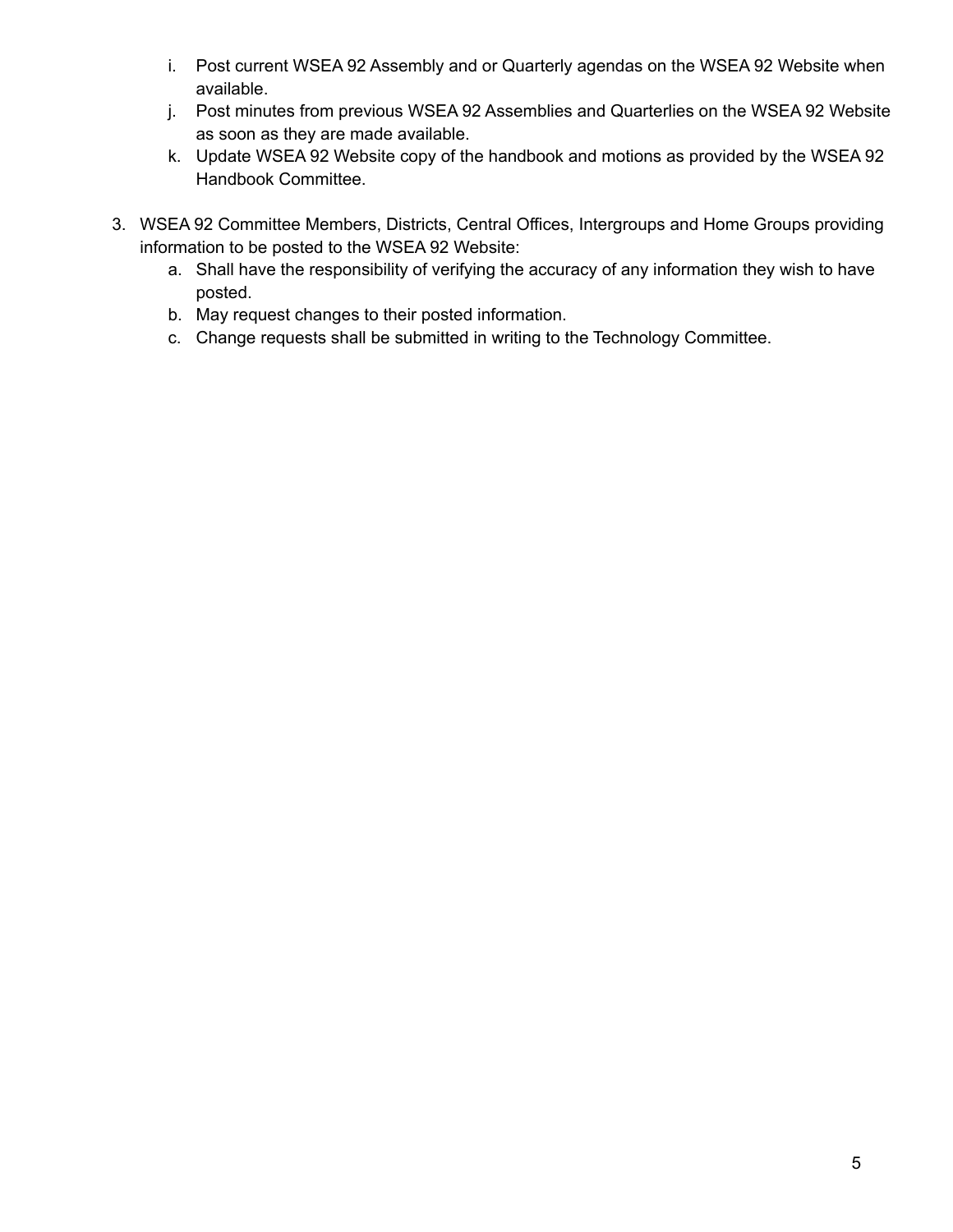i. Post current WSEA 92 Assembly and or Quarterly agendas on the WSEA 92 Website when available.
j. Post minutes from previous WSEA 92 Assemblies and Quarterlies on the WSEA 92 Website as soon as they are made available.
k. Update WSEA 92 Website copy of the handbook and motions as provided by the WSEA 92 Handbook Committee.

3. WSEA 92 Committee Members, Districts, Central Offices, Intergroups and Home Groups providing information to be posted to the WSEA 92 Website:
   a. Shall have the responsibility of verifying the accuracy of any information they wish to have posted.
   b. May request changes to their posted information.
   c. Change requests shall be submitted in writing to the Technology Committee.